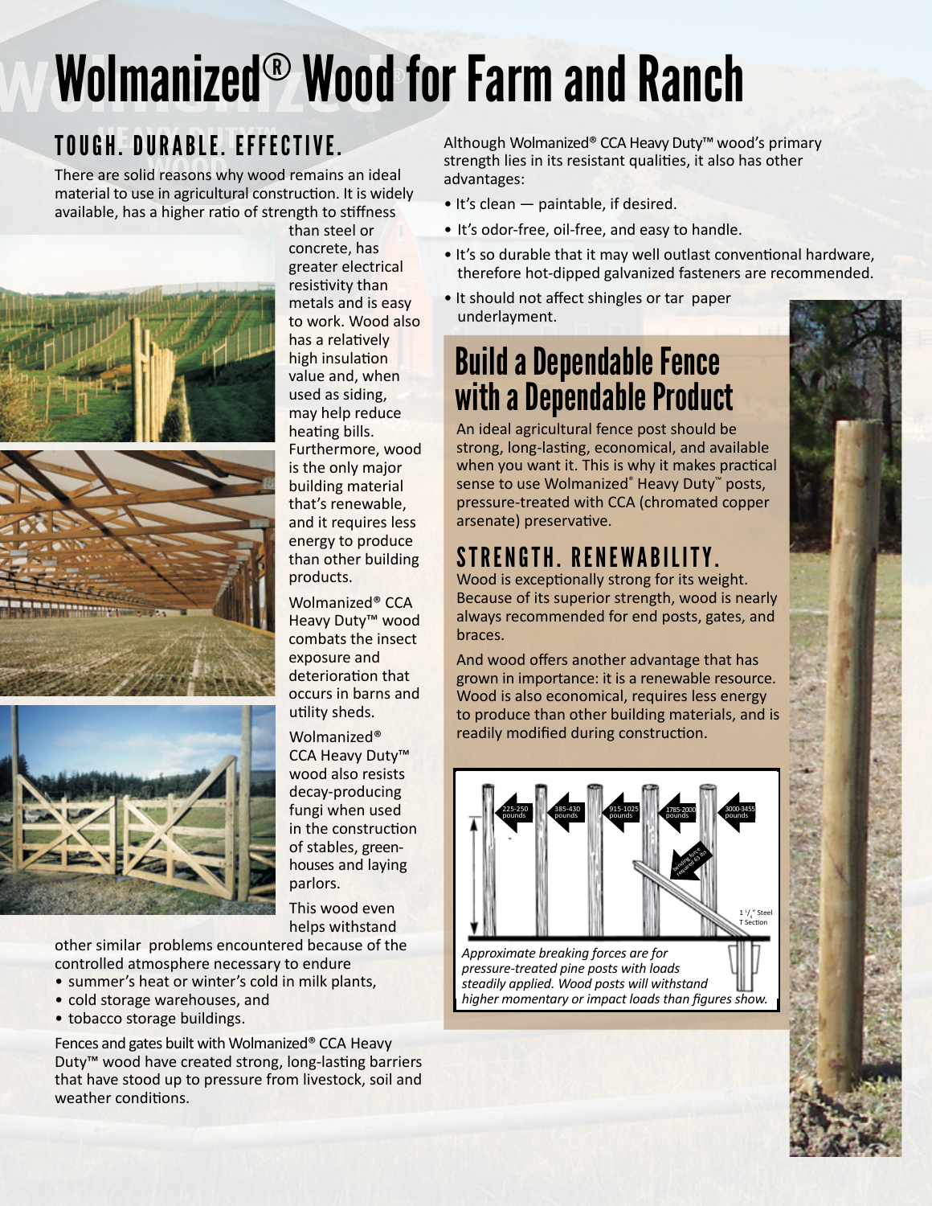# Wolmanized® Wood for Farm and Ranch

## TOUGH. DURABLE. EFFECTIVE.

There are solid reasons why wood remains an ideal material to use in agricultural construction. It is widely available, has a higher ratio of strength to stiffness than steel or concrete, has greater electrical resistivity than metals and is easy to work. Wood also has a relatively high insulation value and, when used as siding, may help reduce heating bills. Furthermore, wood is the only major building material that's renewable, and it requires less energy to produce than other building products.

Wolmanized® CCA Heavy Duty™ wood combats the insect exposure and deterioration that occurs in barns and utility sheds.

Wolmanized® CCA Heavy Duty™ wood also resists decay-producing fungi when used in the construction of stables, greenhouses and laying parlors.

This wood even helps withstand other similar problems encountered because of the controlled atmosphere necessary to endure

- summer's heat or winter's cold in milk plants,
- cold storage warehouses, and
- tobacco storage buildings.

Fences and gates built with Wolmanized® CCA Heavy Duty™ wood have created strong, long-lasting barriers that have stood up to pressure from livestock, soil and weather conditions.

Although Wolmanized® CCA Heavy Duty™ wood's primary strength lies in its resistant qualities, it also has other advantages:

- It's clean — paintable, if desired.
- It's odor-free, oil-free, and easy to handle.
- It's so durable that it may well outlast conventional hardware, therefore hot-dipped galvanized fasteners are recommended.
- It should not affect shingles or tar paper underlayment.

## Build a Dependable Fence with a Dependable Product

An ideal agricultural fence post should be strong, long-lasting, economical, and available when you want it. This is why it makes practical sense to use Wolmanized® Heavy Duty™ posts, pressure-treated with CCA (chromated copper arsenate) preservative.

## STRENGTH. RENEWABILITY.

Wood is exceptionally strong for its weight. Because of its superior strength, wood is nearly always recommended for end posts, gates, and braces.

And wood offers another advantage that has grown in importance: it is a renewable resource. Wood is also economical, requires less energy to produce than other building materials, and is readily modified during construction.

225-250 pounds | 385-430 pounds | 915-1025 pounds | 1785-2000 pounds | 3000-3455 pounds

Bending force required to tilt

1 1/4" Steel T Section

*Approximate breaking forces are for pressure-treated pine posts with loads steadily applied. Wood posts will withstand higher momentary or impact loads than figures show.*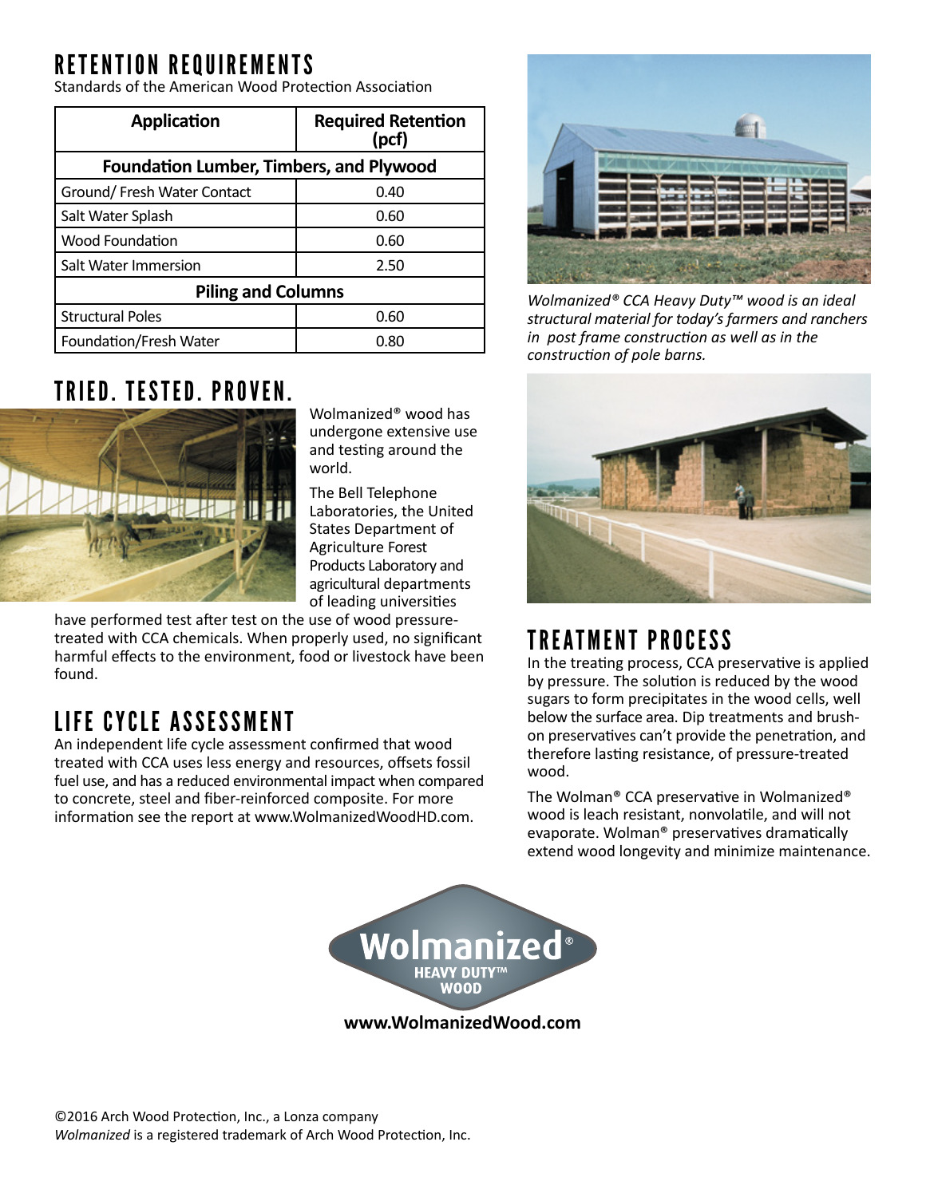## RETENTION REQUIREMENTS

Standards of the American Wood Protection Association

| Application | Required Retention (pcf) |
|---|---|
| **Foundation Lumber, Timbers, and Plywood** | |
| Ground/ Fresh Water Contact | 0.40 |
| Salt Water Splash | 0.60 |
| Wood Foundation | 0.60 |
| Salt Water Immersion | 2.50 |
| **Piling and Columns** | |
| Structural Poles | 0.60 |
| Foundation/Fresh Water | 0.80 |

## TRIED. TESTED. PROVEN.

Wolmanized® wood has undergone extensive use and testing around the world.

The Bell Telephone Laboratories, the United States Department of Agriculture Forest Products Laboratory and agricultural departments of leading universities have performed test after test on the use of wood pressure-treated with CCA chemicals. When properly used, no significant harmful effects to the environment, food or livestock have been found.

## LIFE CYCLE ASSESSMENT

An independent life cycle assessment confirmed that wood treated with CCA uses less energy and resources, offsets fossil fuel use, and has a reduced environmental impact when compared to concrete, steel and fiber-reinforced composite. For more information see the report at www.WolmanizedWoodHD.com.

*Wolmanized® CCA Heavy Duty™ wood is an ideal structural material for today's farmers and ranchers in post frame construction as well as in the construction of pole barns.*

## TREATMENT PROCESS

In the treating process, CCA preservative is applied by pressure. The solution is reduced by the wood sugars to form precipitates in the wood cells, well below the surface area. Dip treatments and brush-on preservatives can't provide the penetration, and therefore lasting resistance, of pressure-treated wood.

The Wolman® CCA preservative in Wolmanized® wood is leach resistant, nonvolatile, and will not evaporate. Wolman® preservatives dramatically extend wood longevity and minimize maintenance.

Wolmanized® HEAVY DUTY™ WOOD

**www.WolmanizedWood.com**

©2016 Arch Wood Protection, Inc., a Lonza company
*Wolmanized* is a registered trademark of Arch Wood Protection, Inc.